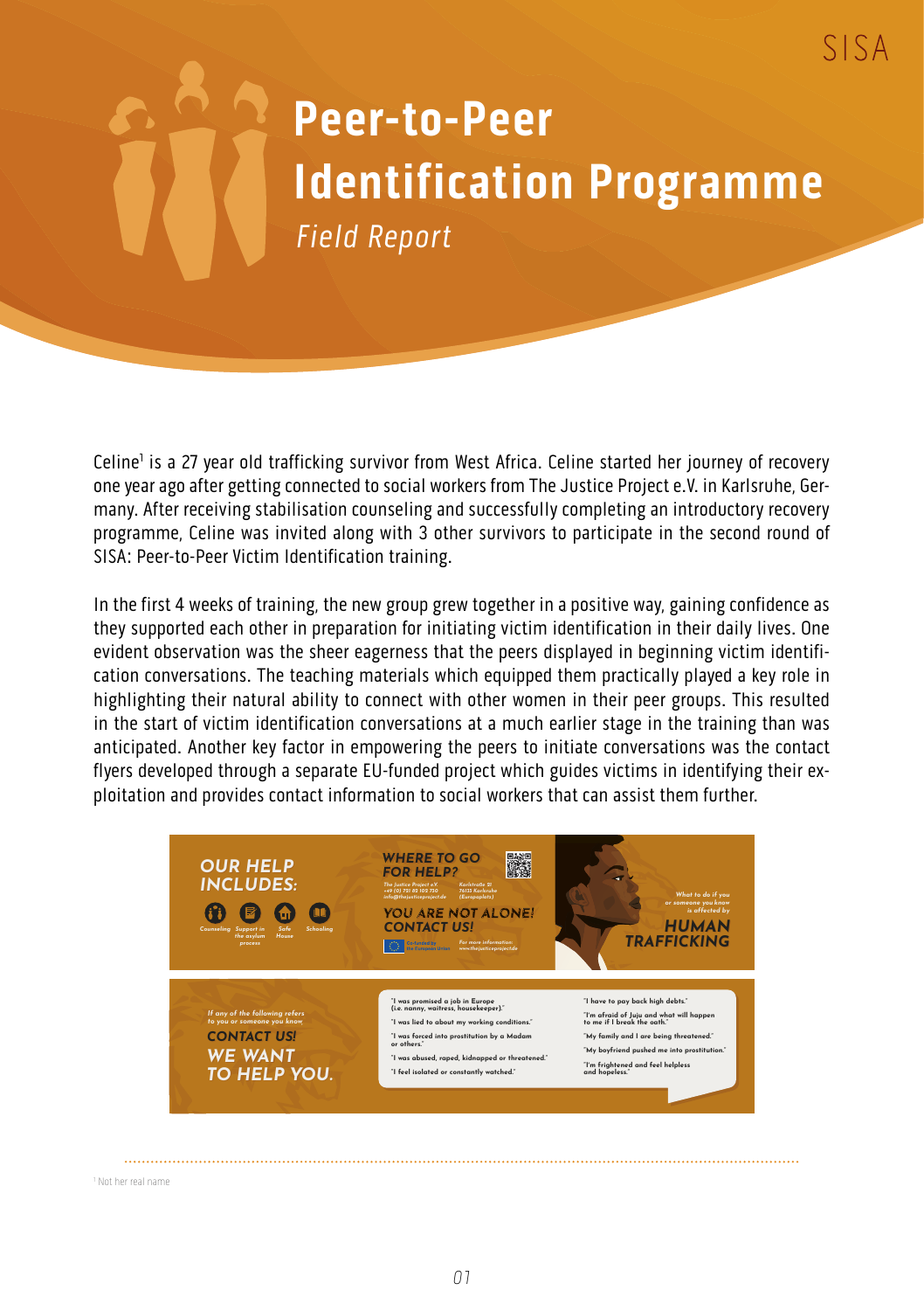# Peer-to-Peer Identification Programme

*Field Report*

Celine[1] is a 27 year old trafficking survivor from West Africa. Celine started her journey of recovery one year ago after getting connected to social workers from The Justice Project e.V. in Karlsruhe, Germany. After receiving stabilisation counseling and successfully completing an introductory recovery programme, Celine was invited along with 3 other survivors to participate in the second round of SISA: Peer-to-Peer Victim Identification training.

In the first 4 weeks of training, the new group grew together in a positive way, gaining confidence as they supported each other in preparation for initiating victim identification in their daily lives. One evident observation was the sheer eagerness that the peers displayed in beginning victim identification conversations. The teaching materials which equipped them practically played a key role in highlighting their natural ability to connect with other women in their peer groups. This resulted in the start of victim identification conversations at a much earlier stage in the training than was anticipated. Another key factor in empowering the peers to initiate conversations was the contact flyers developed through a separate EU-funded project which guides victims in identifying their exploitation and provides contact information to social workers that can assist them further.

[1] Not her real name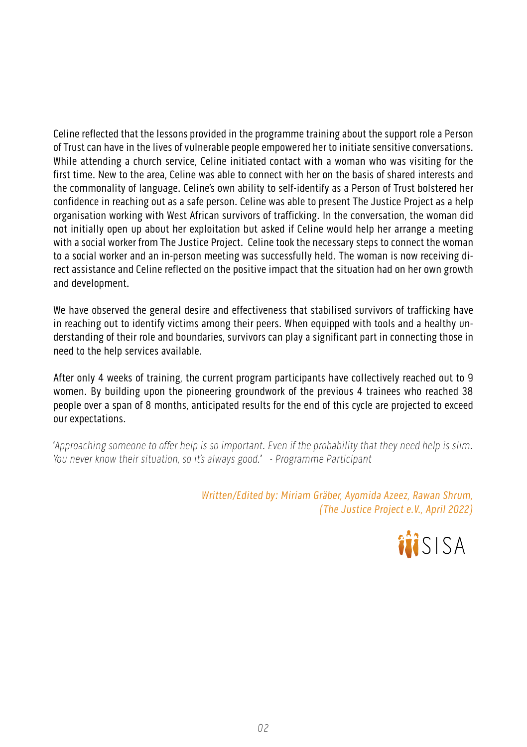Celine reflected that the lessons provided in the programme training about the support role a Person of Trust can have in the lives of vulnerable people empowered her to initiate sensitive conversations. While attending a church service, Celine initiated contact with a woman who was visiting for the first time. New to the area, Celine was able to connect with her on the basis of shared interests and the commonality of language. Celine's own ability to self-identify as a Person of Trust bolstered her confidence in reaching out as a safe person. Celine was able to present The Justice Project as a help organisation working with West African survivors of trafficking. In the conversation, the woman did not initially open up about her exploitation but asked if Celine would help her arrange a meeting with a social worker from The Justice Project. Celine took the necessary steps to connect the woman to a social worker and an in-person meeting was successfully held. The woman is now receiving direct assistance and Celine reflected on the positive impact that the situation had on her own growth and development.

We have observed the general desire and effectiveness that stabilised survivors of trafficking have in reaching out to identify victims among their peers. When equipped with tools and a healthy understanding of their role and boundaries, survivors can play a significant part in connecting those in need to the help services available.

After only 4 weeks of training, the current program participants have collectively reached out to 9 women. By building upon the pioneering groundwork of the previous 4 trainees who reached 38 people over a span of 8 months, anticipated results for the end of this cycle are projected to exceed our expectations.

'*Approaching someone to offer help is so important. Even if the probability that they need help is slim. You never know their situation, so it's always good.*' *- Programme Participant*

*Written/Edited by: Miriam Gräber, Ayomida Azeez, Rawan Shrum, (The Justice Project e.V., April 2022)*

SISA